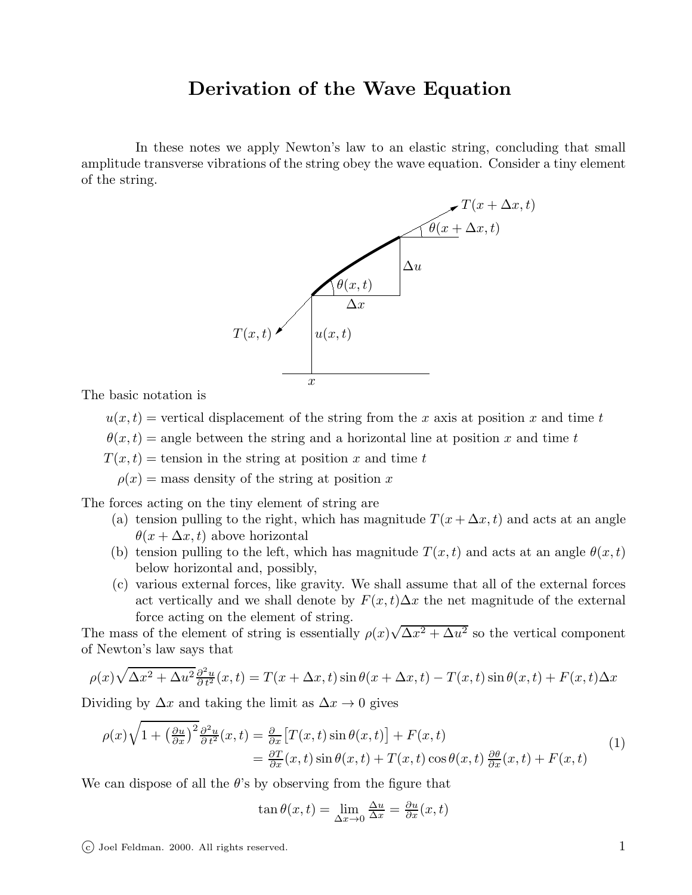# Derivation of the Wave Equation

In these notes we apply Newton's law to an elastic string, concluding that small amplitude transverse vibrations of the string obey the wave equation. Consider a tiny element of the string.

The basic notation is

$u(x,t)$ = vertical displacement of the string from the $x$ axis at position $x$ and time $t$

$\theta(x,t)$ = angle between the string and a horizontal line at position $x$ and time $t$

$T(x,t)$ = tension in the string at position $x$ and time $t$

$\rho(x)$ = mass density of the string at position $x$

The forces acting on the tiny element of string are

(a) tension pulling to the right, which has magnitude $T(x+\Delta x,t)$ and acts at an angle $\theta(x+\Delta x,t)$ above horizontal

(b) tension pulling to the left, which has magnitude $T(x,t)$ and acts at an angle $\theta(x,t)$ below horizontal and, possibly,

(c) various external forces, like gravity. We shall assume that all of the external forces act vertically and we shall denote by $F(x,t)\Delta x$ the net magnitude of the external force acting on the element of string.

The mass of the element of string is essentially $\rho(x)\sqrt{\Delta x^2+\Delta u^2}$ so the vertical component of Newton's law says that

$$\rho(x)\sqrt{\Delta x^2+\Delta u^2}\,\frac{\partial^2 u}{\partial t^2}(x,t) = T(x+\Delta x,t)\sin\theta(x+\Delta x,t) - T(x,t)\sin\theta(x,t) + F(x,t)\Delta x$$

Dividing by $\Delta x$ and taking the limit as $\Delta x \to 0$ gives

$$\begin{aligned}\rho(x)\sqrt{1+\left(\tfrac{\partial u}{\partial x}\right)^2}\,\frac{\partial^2 u}{\partial t^2}(x,t) &= \frac{\partial}{\partial x}\big[T(x,t)\sin\theta(x,t)\big] + F(x,t)\\ &= \frac{\partial T}{\partial x}(x,t)\sin\theta(x,t) + T(x,t)\cos\theta(x,t)\,\frac{\partial \theta}{\partial x}(x,t) + F(x,t)\end{aligned} \tag{1}$$

We can dispose of all the $\theta$'s by observing from the figure that

$$\tan\theta(x,t) = \lim_{\Delta x\to 0}\frac{\Delta u}{\Delta x} = \frac{\partial u}{\partial x}(x,t)$$

© Joel Feldman. 2000. All rights reserved.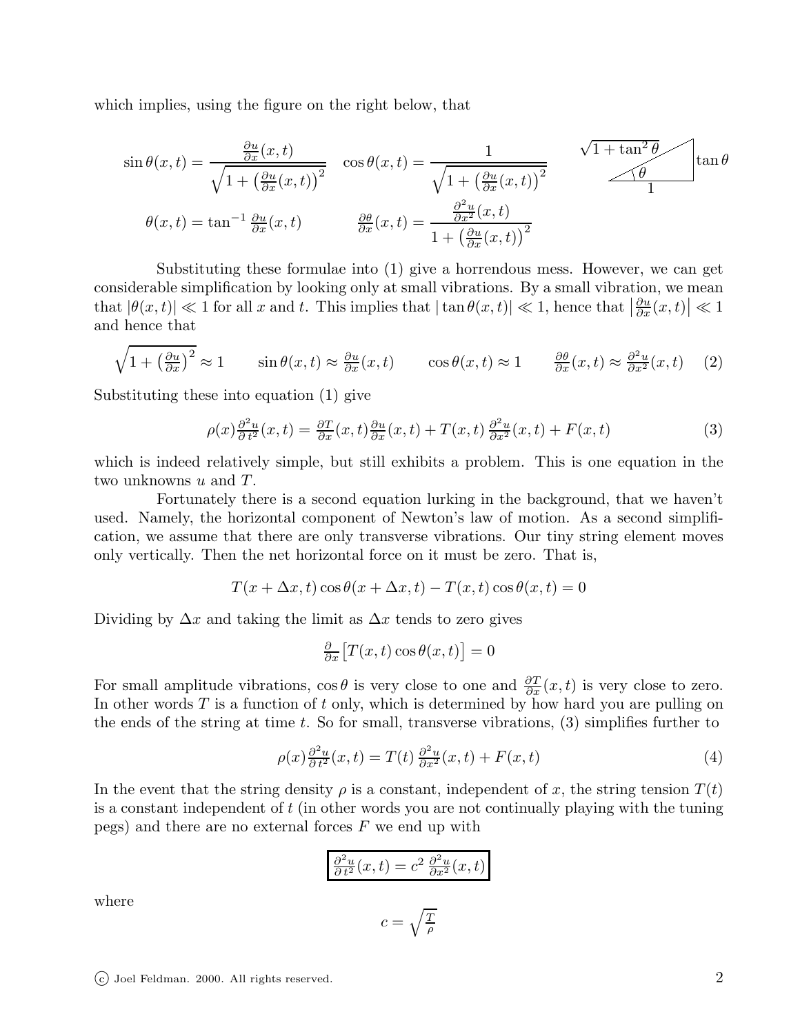which implies, using the figure on the right below, that

$$\sin\theta(x,t) = \frac{\frac{\partial u}{\partial x}(x,t)}{\sqrt{1+\left(\frac{\partial u}{\partial x}(x,t)\right)^2}} \qquad \cos\theta(x,t) = \frac{1}{\sqrt{1+\left(\frac{\partial u}{\partial x}(x,t)\right)^2}}$$

$$\theta(x,t) = \tan^{-1}\frac{\partial u}{\partial x}(x,t) \qquad \frac{\partial \theta}{\partial x}(x,t) = \frac{\frac{\partial^2 u}{\partial x^2}(x,t)}{1+\left(\frac{\partial u}{\partial x}(x,t)\right)^2}$$

$\sqrt{1+\tan^2\theta}$ $\tan\theta$ $\theta$ 1

Substituting these formulae into (1) give a horrendous mess. However, we can get considerable simplification by looking only at small vibrations. By a small vibration, we mean that $|\theta(x,t)| \ll 1$ for all $x$ and $t$. This implies that $|\tan\theta(x,t)| \ll 1$, hence that $\left|\frac{\partial u}{\partial x}(x,t)\right| \ll 1$ and hence that

$$\sqrt{1+\left(\tfrac{\partial u}{\partial x}\right)^2} \approx 1 \qquad \sin\theta(x,t) \approx \tfrac{\partial u}{\partial x}(x,t) \qquad \cos\theta(x,t) \approx 1 \qquad \tfrac{\partial \theta}{\partial x}(x,t) \approx \tfrac{\partial^2 u}{\partial x^2}(x,t) \tag{2}$$

Substituting these into equation (1) give

$$\rho(x)\tfrac{\partial^2 u}{\partial t^2}(x,t) = \tfrac{\partial T}{\partial x}(x,t)\tfrac{\partial u}{\partial x}(x,t) + T(x,t)\,\tfrac{\partial^2 u}{\partial x^2}(x,t) + F(x,t) \tag{3}$$

which is indeed relatively simple, but still exhibits a problem. This is one equation in the two unknowns $u$ and $T$.

Fortunately there is a second equation lurking in the background, that we haven't used. Namely, the horizontal component of Newton's law of motion. As a second simplification, we assume that there are only transverse vibrations. Our tiny string element moves only vertically. Then the net horizontal force on it must be zero. That is,

$$T(x+\Delta x,t)\cos\theta(x+\Delta x,t) - T(x,t)\cos\theta(x,t) = 0$$

Dividing by $\Delta x$ and taking the limit as $\Delta x$ tends to zero gives

$$\tfrac{\partial}{\partial x}\big[T(x,t)\cos\theta(x,t)\big] = 0$$

For small amplitude vibrations, $\cos\theta$ is very close to one and $\frac{\partial T}{\partial x}(x,t)$ is very close to zero. In other words $T$ is a function of $t$ only, which is determined by how hard you are pulling on the ends of the string at time $t$. So for small, transverse vibrations, (3) simplifies further to

$$\rho(x)\tfrac{\partial^2 u}{\partial t^2}(x,t) = T(t)\,\tfrac{\partial^2 u}{\partial x^2}(x,t) + F(x,t) \tag{4}$$

In the event that the string density $\rho$ is a constant, independent of $x$, the string tension $T(t)$ is a constant independent of $t$ (in other words you are not continually playing with the tuning pegs) and there are no external forces $F$ we end up with

$$\boxed{\tfrac{\partial^2 u}{\partial t^2}(x,t) = c^2\,\tfrac{\partial^2 u}{\partial x^2}(x,t)}$$

where

$$c = \sqrt{\tfrac{T}{\rho}}$$

© Joel Feldman. 2000. All rights reserved.